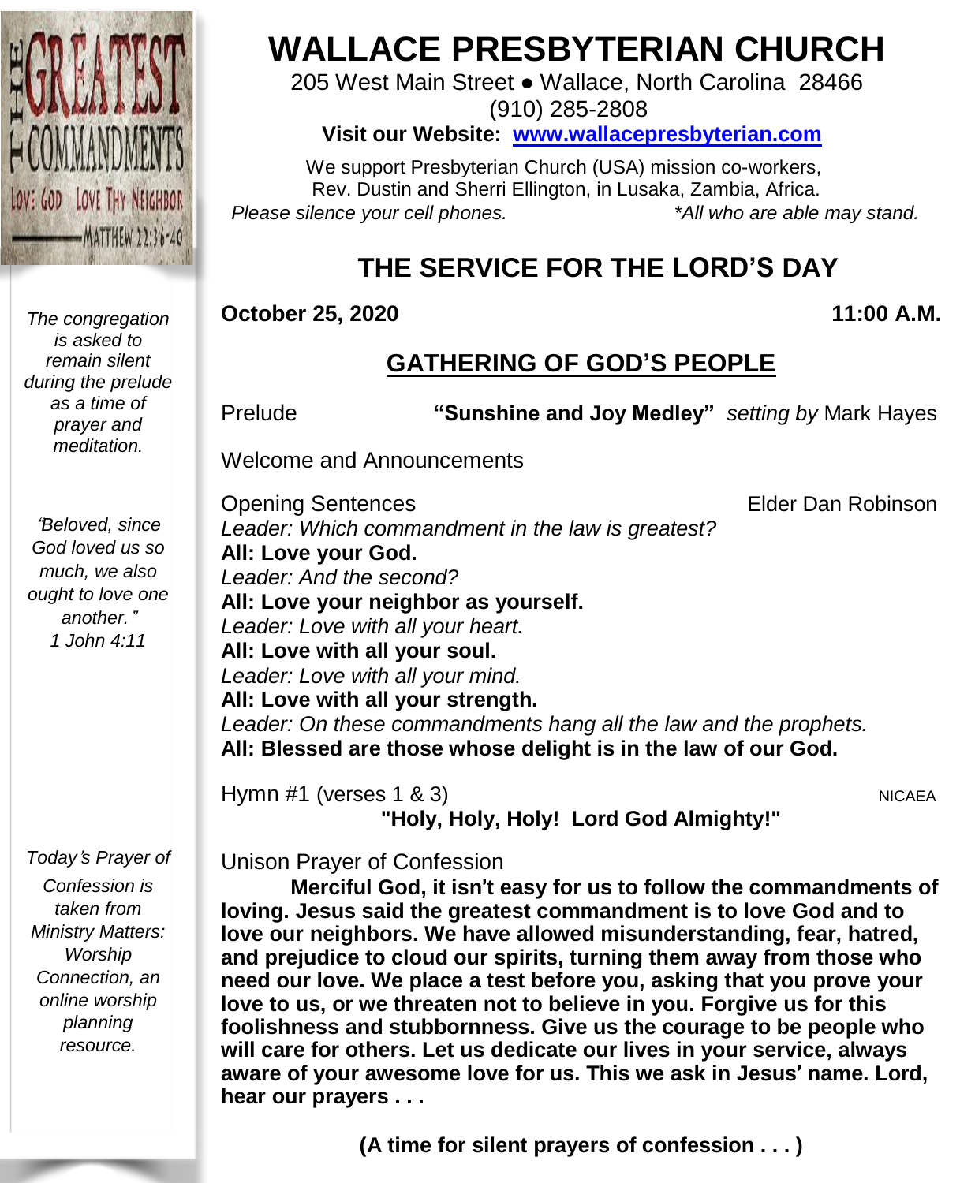# WALLACE PRESBYTERIAN CHURCH

205 West Main Street ● Wallace, North Carolina 28466
(910) 285-2808

**Visit our Website: [www.wallacepresbyterian.com](http://www.wallacepresbyterian.com)**

We support Presbyterian Church (USA) mission co-workers,
Rev. Dustin and Sherri Ellington, in Lusaka, Zambia, Africa.

*Please silence your cell phones.* *\*All who are able may stand.*

## THE SERVICE FOR THE LORD'S DAY

**October 25, 2020** **11:00 A.M.**

### GATHERING OF GOD'S PEOPLE

*The congregation is asked to remain silent during the prelude as a time of prayer and meditation.*

Prelude **"Sunshine and Joy Medley"** *setting by* Mark Hayes

Welcome and Announcements

*"Beloved, since God loved us so much, we also ought to love one another." 1 John 4:11*

Opening Sentences Elder Dan Robinson

*Leader: Which commandment in the law is greatest?*
**All: Love your God.**
*Leader: And the second?*
**All: Love your neighbor as yourself.**
*Leader: Love with all your heart.*
**All: Love with all your soul.**
*Leader: Love with all your mind.*
**All: Love with all your strength.**
*Leader: On these commandments hang all the law and the prophets.*
**All: Blessed are those whose delight is in the law of our God.**

Hymn #1 (verses 1 & 3) NICAEA
**"Holy, Holy, Holy! Lord God Almighty!"**

*Today's Prayer of Confession is taken from Ministry Matters: Worship Connection, an online worship planning resource.*

Unison Prayer of Confession

**Merciful God, it isn't easy for us to follow the commandments of loving. Jesus said the greatest commandment is to love God and to love our neighbors. We have allowed misunderstanding, fear, hatred, and prejudice to cloud our spirits, turning them away from those who need our love. We place a test before you, asking that you prove your love to us, or we threaten not to believe in you. Forgive us for this foolishness and stubbornness. Give us the courage to be people who will care for others. Let us dedicate our lives in your service, always aware of your awesome love for us. This we ask in Jesus' name. Lord, hear our prayers . . .**

**(A time for silent prayers of confession . . . )**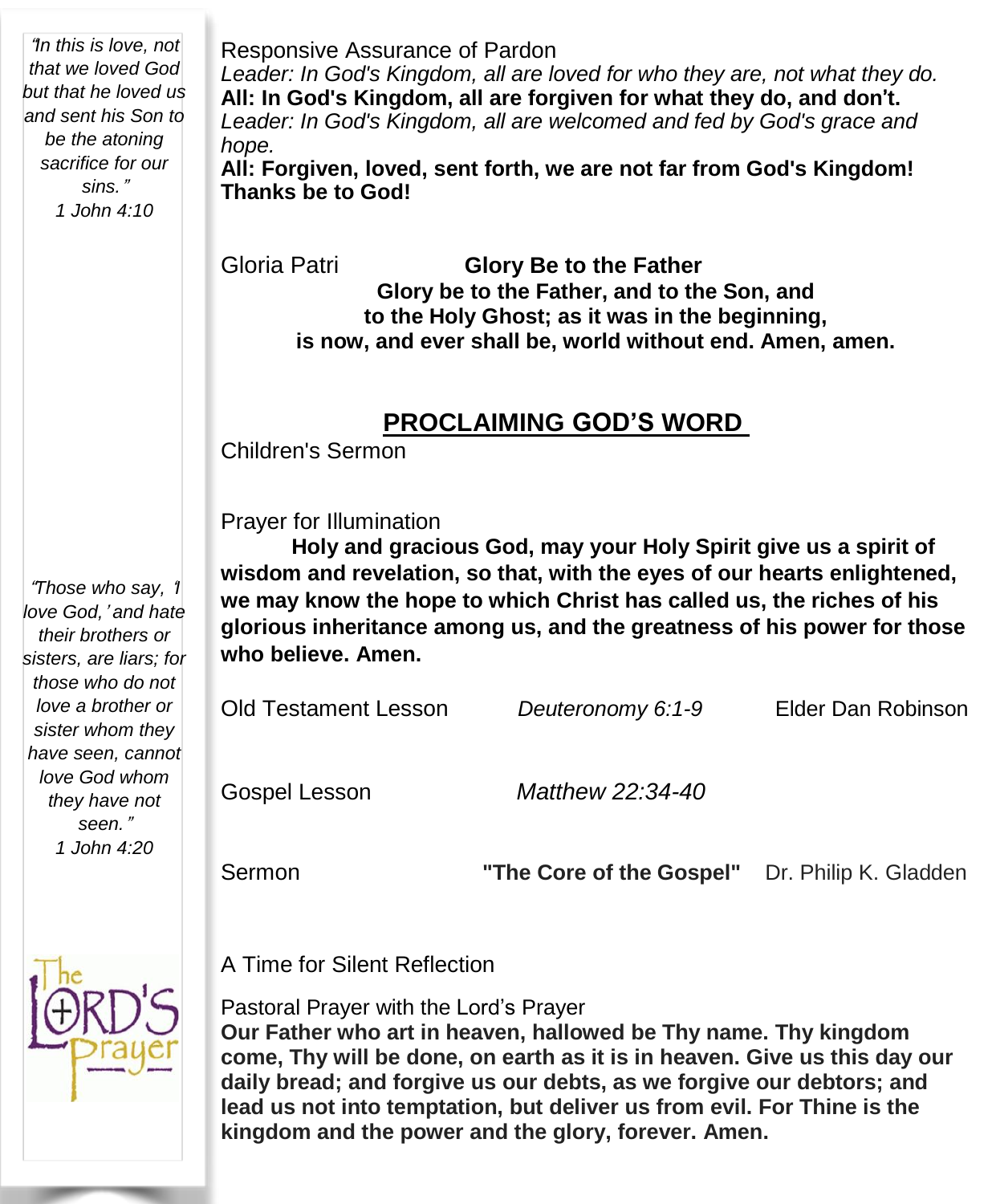*"In this is love, not that we loved God but that he loved us and sent his Son to be the atoning sacrifice for our sins."*
*1 John 4:10*

Responsive Assurance of Pardon
*Leader: In God's Kingdom, all are loved for who they are, not what they do.*
**All: In God's Kingdom, all are forgiven for what they do, and don't.**
*Leader: In God's Kingdom, all are welcomed and fed by God's grace and hope.*
**All: Forgiven, loved, sent forth, we are not far from God's Kingdom! Thanks be to God!**

Gloria Patri **Glory Be to the Father**

**Glory be to the Father, and to the Son, and**
**to the Holy Ghost; as it was in the beginning,**
**is now, and ever shall be, world without end. Amen, amen.**

## PROCLAIMING GOD'S WORD

Children's Sermon

Prayer for Illumination

**Holy and gracious God, may your Holy Spirit give us a spirit of wisdom and revelation, so that, with the eyes of our hearts enlightened, we may know the hope to which Christ has called us, the riches of his glorious inheritance among us, and the greatness of his power for those who believe. Amen.**

*"Those who say, 'I love God,' and hate their brothers or sisters, are liars; for those who do not love a brother or sister whom they have seen, cannot love God whom they have not seen."*
*1 John 4:20*

Old Testament Lesson *Deuteronomy 6:1-9* Elder Dan Robinson

Gospel Lesson *Matthew 22:34-40*

Sermon **"The Core of the Gospel"** Dr. Philip K. Gladden

A Time for Silent Reflection

Pastoral Prayer with the Lord's Prayer
**Our Father who art in heaven, hallowed be Thy name. Thy kingdom come, Thy will be done, on earth as it is in heaven. Give us this day our daily bread; and forgive us our debts, as we forgive our debtors; and lead us not into temptation, but deliver us from evil. For Thine is the kingdom and the power and the glory, forever. Amen.**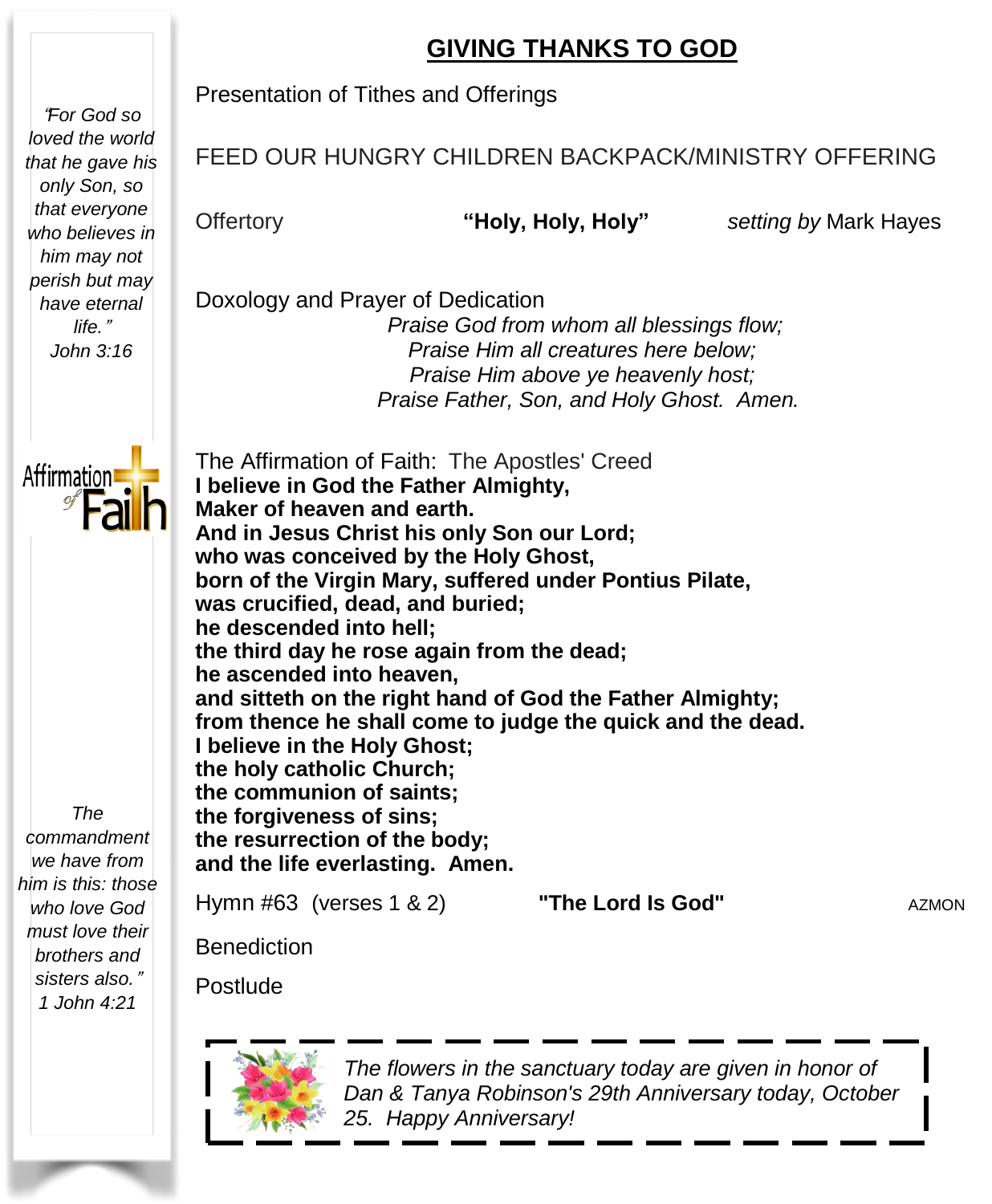## GIVING THANKS TO GOD

Presentation of Tithes and Offerings

FEED OUR HUNGRY CHILDREN BACKPACK/MINISTRY OFFERING

Offertory **"Holy, Holy, Holy"** *setting by* Mark Hayes

Doxology and Prayer of Dedication

*Praise God from whom all blessings flow;*
*Praise Him all creatures here below;*
*Praise Him above ye heavenly host;*
*Praise Father, Son, and Holy Ghost. Amen.*

The Affirmation of Faith: The Apostles' Creed

**I believe in God the Father Almighty,**
**Maker of heaven and earth.**
**And in Jesus Christ his only Son our Lord;**
**who was conceived by the Holy Ghost,**
**born of the Virgin Mary, suffered under Pontius Pilate,**
**was crucified, dead, and buried;**
**he descended into hell;**
**the third day he rose again from the dead;**
**he ascended into heaven,**
**and sitteth on the right hand of God the Father Almighty;**
**from thence he shall come to judge the quick and the dead.**
**I believe in the Holy Ghost;**
**the holy catholic Church;**
**the communion of saints;**
**the forgiveness of sins;**
**the resurrection of the body;**
**and the life everlasting. Amen.**

Hymn #63 (verses 1 & 2) **"The Lord Is God"** AZMON

Benediction

Postlude

*The flowers in the sanctuary today are given in honor of Dan & Tanya Robinson's 29th Anniversary today, October 25. Happy Anniversary!*

*"For God so loved the world that he gave his only Son, so that everyone who believes in him may not perish but may have eternal life."*
*John 3:16*

Affirmation of Faith

*The commandment we have from him is this: those who love God must love their brothers and sisters also."*
*1 John 4:21*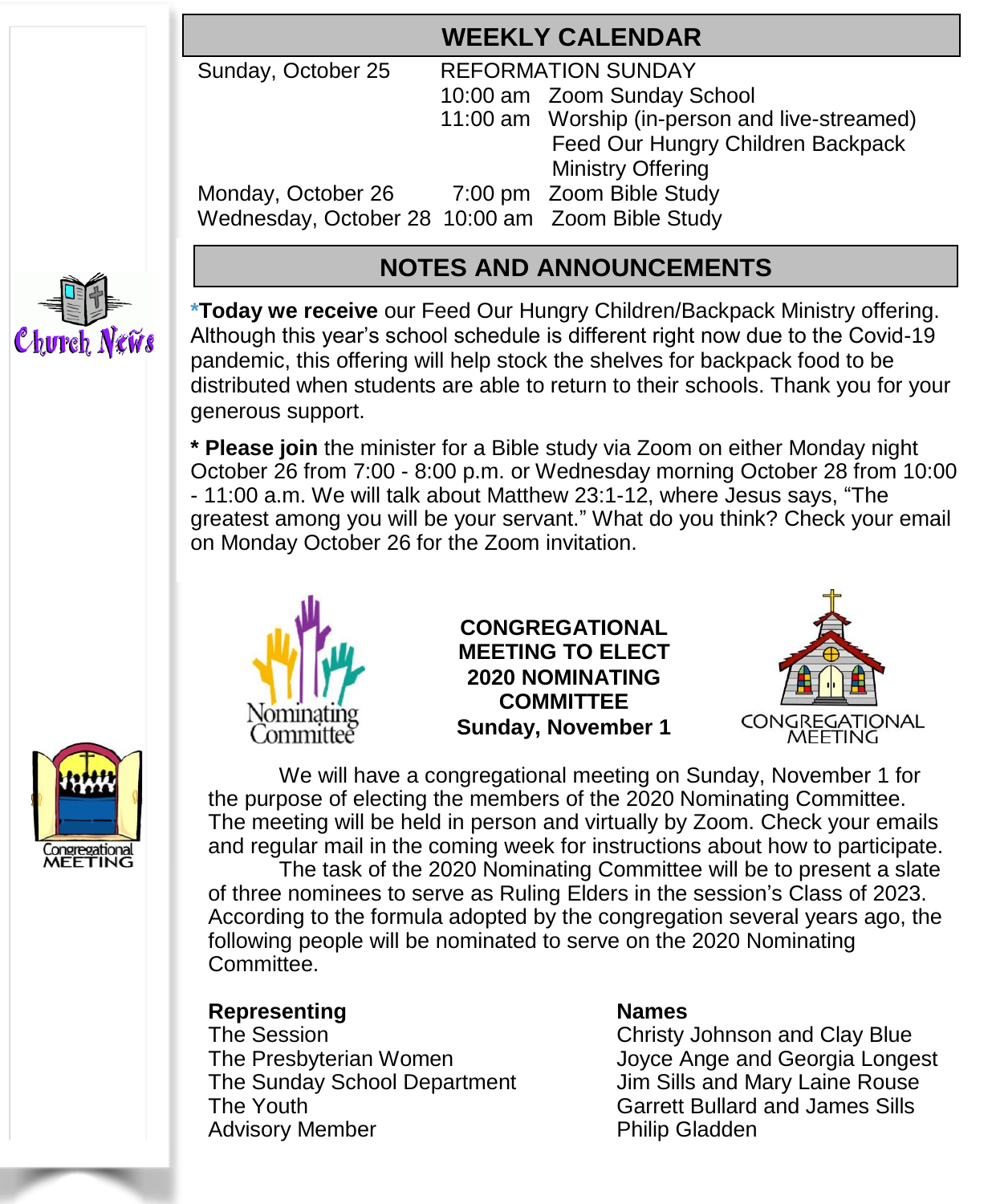## WEEKLY CALENDAR

| | | |
|---|---|---|
| Sunday, October 25 | | REFORMATION SUNDAY |
| | 10:00 am | Zoom Sunday School |
| | 11:00 am | Worship (in-person and live-streamed) Feed Our Hungry Children Backpack Ministry Offering |
| Monday, October 26 | 7:00 pm | Zoom Bible Study |
| Wednesday, October 28 | 10:00 am | Zoom Bible Study |

## NOTES AND ANNOUNCEMENTS

***Today we receive** our Feed Our Hungry Children/Backpack Ministry offering. Although this year's school schedule is different right now due to the Covid-19 pandemic, this offering will help stock the shelves for backpack food to be distributed when students are able to return to their schools. Thank you for your generous support.

**\* Please join** the minister for a Bible study via Zoom on either Monday night October 26 from 7:00 - 8:00 p.m. or Wednesday morning October 28 from 10:00 - 11:00 a.m. We will talk about Matthew 23:1-12, where Jesus says, "The greatest among you will be your servant." What do you think? Check your email on Monday October 26 for the Zoom invitation.

### CONGREGATIONAL MEETING TO ELECT 2020 NOMINATING COMMITTEE
### Sunday, November 1

We will have a congregational meeting on Sunday, November 1 for the purpose of electing the members of the 2020 Nominating Committee. The meeting will be held in person and virtually by Zoom. Check your emails and regular mail in the coming week for instructions about how to participate.

The task of the 2020 Nominating Committee will be to present a slate of three nominees to serve as Ruling Elders in the session's Class of 2023. According to the formula adopted by the congregation several years ago, the following people will be nominated to serve on the 2020 Nominating Committee.

| Representing | Names |
|---|---|
| The Session | Christy Johnson and Clay Blue |
| The Presbyterian Women | Joyce Ange and Georgia Longest |
| The Sunday School Department | Jim Sills and Mary Laine Rouse |
| The Youth | Garrett Bullard and James Sills |
| Advisory Member | Philip Gladden |